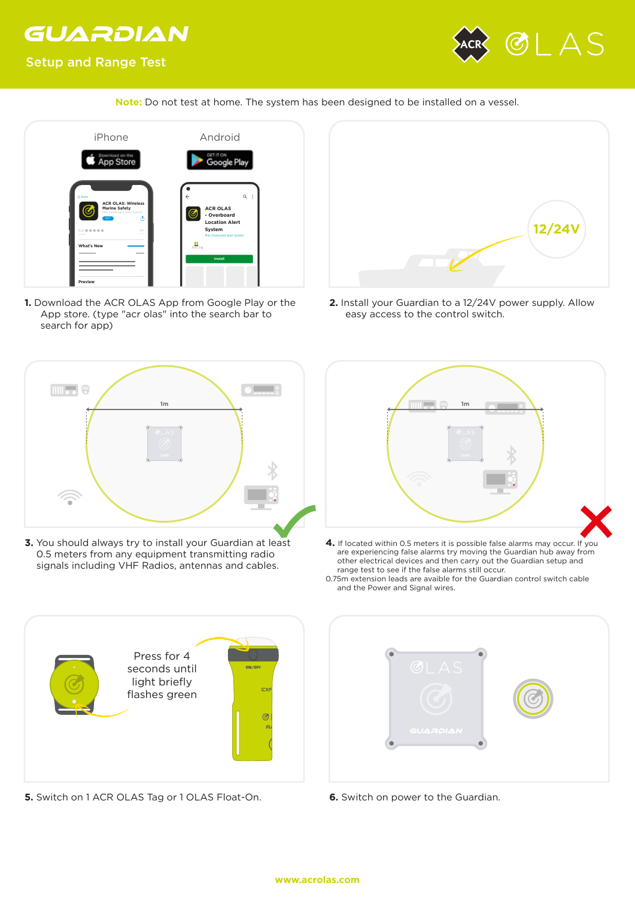# GUARDIAN

## Setup and Range Test

**Note:** Do not test at home. The system has been designed to be installed on a vessel.

iPhone — App Store

Android — Google Play

**1.** Download the ACR OLAS App from Google Play or the App store. (type "acr olas" into the search bar to search for app)

12/24V

**2.** Install your Guardian to a 12/24V power supply. Allow easy access to the control switch.

1m

**3.** You should always try to install your Guardian at least 0.5 meters from any equipment transmitting radio signals including VHF Radios, antennas and cables.

1m

**4.** If located within 0.5 meters it is possible false alarms may occur. If you are experiencing false alarms try moving the Guardian hub away from other electrical devices and then carry out the Guardian setup and range test to see if the false alarms still occur.
0.75m extension leads are avaible for the Guardian control switch cable and the Power and Signal wires.

Press for 4 seconds until light briefly flashes green

**5.** Switch on 1 ACR OLAS Tag or 1 OLAS Float-On.

**6.** Switch on power to the Guardian.

www.acrolas.com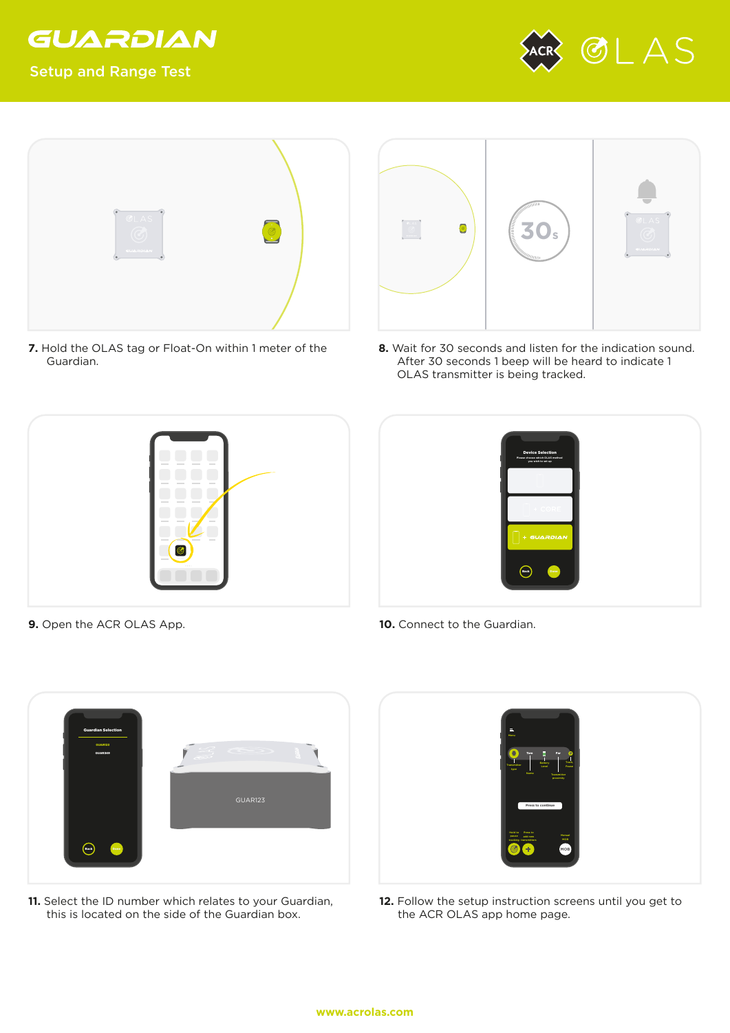# GUARDIAN

Setup and Range Test

7. Hold the OLAS tag or Float-On within 1 meter of the Guardian.

8. Wait for 30 seconds and listen for the indication sound. After 30 seconds 1 beep will be heard to indicate 1 OLAS transmitter is being tracked.

9. Open the ACR OLAS App.

10. Connect to the Guardian.

11. Select the ID number which relates to your Guardian, this is located on the side of the Guardian box.

12. Follow the setup instruction screens until you get to the ACR OLAS app home page.

www.acrolas.com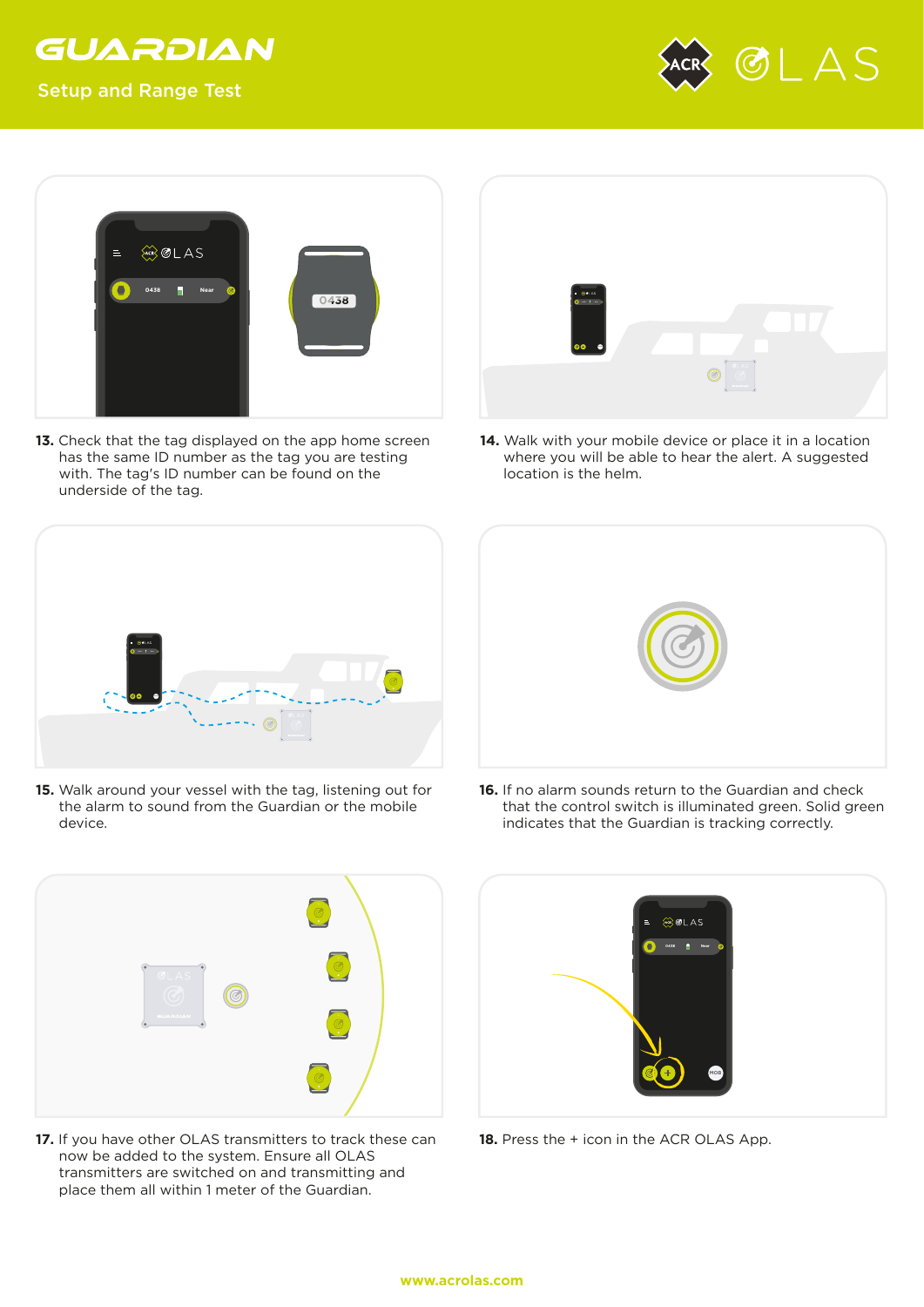# GUARDIAN

Setup and Range Test

ACR OLAS

**13.** Check that the tag displayed on the app home screen has the same ID number as the tag you are testing with. The tag's ID number can be found on the underside of the tag.

**14.** Walk with your mobile device or place it in a location where you will be able to hear the alert. A suggested location is the helm.

**15.** Walk around your vessel with the tag, listening out for the alarm to sound from the Guardian or the mobile device.

**16.** If no alarm sounds return to the Guardian and check that the control switch is illuminated green. Solid green indicates that the Guardian is tracking correctly.

**17.** If you have other OLAS transmitters to track these can now be added to the system. Ensure all OLAS transmitters are switched on and transmitting and place them all within 1 meter of the Guardian.

**18.** Press the + icon in the ACR OLAS App.

www.acrolas.com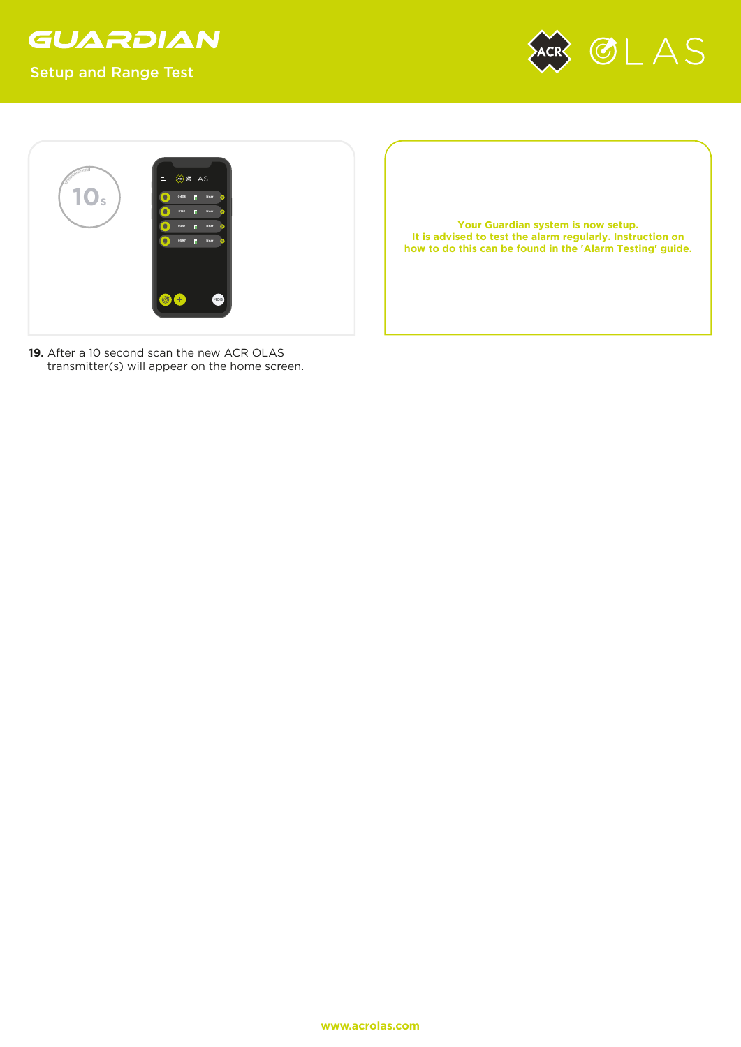19. After a 10 second scan the new ACR OLAS transmitter(s) will appear on the home screen.

**Your Guardian system is now setup.**
**It is advised to test the alarm regularly. Instruction on how to do this can be found in the 'Alarm Testing' guide.**

www.acrolas.com